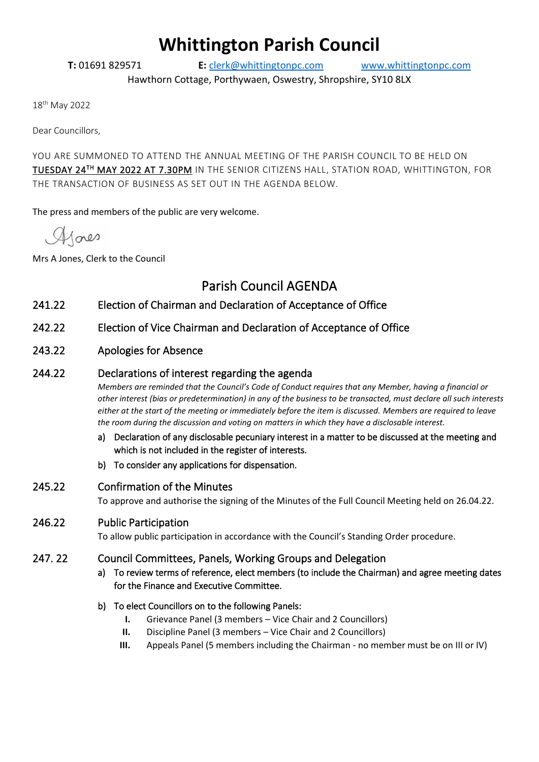# Whittington Parish Council

**T:** 01691 829571 **E:** clerk@whittingtonpc.com www.whittingtonpc.com

Hawthorn Cottage, Porthywaen, Oswestry, Shropshire, SY10 8LX

18th May 2022

Dear Councillors,

YOU ARE SUMMONED TO ATTEND THE ANNUAL MEETING OF THE PARISH COUNCIL TO BE HELD ON TUESDAY 24TH MAY 2022 AT 7.30PM IN THE SENIOR CITIZENS HALL, STATION ROAD, WHITTINGTON, FOR THE TRANSACTION OF BUSINESS AS SET OUT IN THE AGENDA BELOW.

The press and members of the public are very welcome.

AJones

Mrs A Jones, Clerk to the Council

## Parish Council AGENDA

**241.22** Election of Chairman and Declaration of Acceptance of Office

**242.22** Election of Vice Chairman and Declaration of Acceptance of Office

**243.22** Apologies for Absence

**244.22** Declarations of interest regarding the agenda

*Members are reminded that the Council's Code of Conduct requires that any Member, having a financial or other interest (bias or predetermination) in any of the business to be transacted, must declare all such interests either at the start of the meeting or immediately before the item is discussed. Members are required to leave the room during the discussion and voting on matters in which they have a disclosable interest.*

a) Declaration of any disclosable pecuniary interest in a matter to be discussed at the meeting and which is not included in the register of interests.

b) To consider any applications for dispensation.

**245.22** Confirmation of the Minutes

To approve and authorise the signing of the Minutes of the Full Council Meeting held on 26.04.22.

**246.22** Public Participation

To allow public participation in accordance with the Council's Standing Order procedure.

**247. 22** Council Committees, Panels, Working Groups and Delegation

a) To review terms of reference, elect members (to include the Chairman) and agree meeting dates for the Finance and Executive Committee.

b) To elect Councillors on to the following Panels:

- **I.** Grievance Panel (3 members – Vice Chair and 2 Councillors)
- **II.** Discipline Panel (3 members – Vice Chair and 2 Councillors)
- **III.** Appeals Panel (5 members including the Chairman - no member must be on III or IV)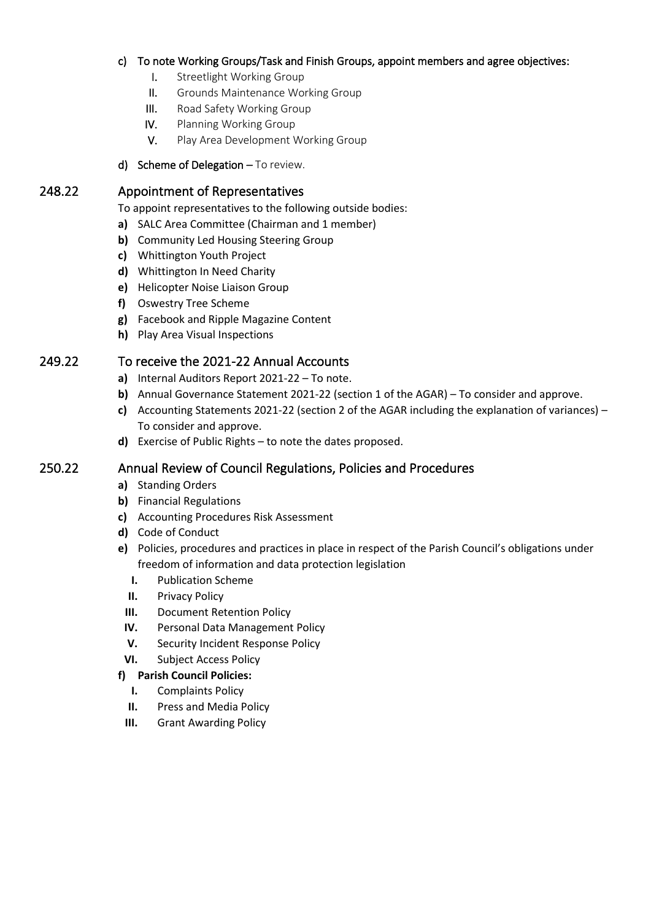c) **To note Working Groups/Task and Finish Groups, appoint members and agree objectives:**
   I. Streetlight Working Group
   II. Grounds Maintenance Working Group
   III. Road Safety Working Group
   IV. Planning Working Group
   V. Play Area Development Working Group

d) **Scheme of Delegation** – To review.

## 248.22 Appointment of Representatives

To appoint representatives to the following outside bodies:

**a)** SALC Area Committee (Chairman and 1 member)
**b)** Community Led Housing Steering Group
**c)** Whittington Youth Project
**d)** Whittington In Need Charity
**e)** Helicopter Noise Liaison Group
**f)** Oswestry Tree Scheme
**g)** Facebook and Ripple Magazine Content
**h)** Play Area Visual Inspections

## 249.22 To receive the 2021-22 Annual Accounts

**a)** Internal Auditors Report 2021-22 – To note.
**b)** Annual Governance Statement 2021-22 (section 1 of the AGAR) – To consider and approve.
**c)** Accounting Statements 2021-22 (section 2 of the AGAR including the explanation of variances) – To consider and approve.
**d)** Exercise of Public Rights – to note the dates proposed.

## 250.22 Annual Review of Council Regulations, Policies and Procedures

**a)** Standing Orders
**b)** Financial Regulations
**c)** Accounting Procedures Risk Assessment
**d)** Code of Conduct
**e)** Policies, procedures and practices in place in respect of the Parish Council's obligations under freedom of information and data protection legislation
   **I.** Publication Scheme
   **II.** Privacy Policy
   **III.** Document Retention Policy
   **IV.** Personal Data Management Policy
   **V.** Security Incident Response Policy
   **VI.** Subject Access Policy

**f) Parish Council Policies:**
   **I.** Complaints Policy
   **II.** Press and Media Policy
   **III.** Grant Awarding Policy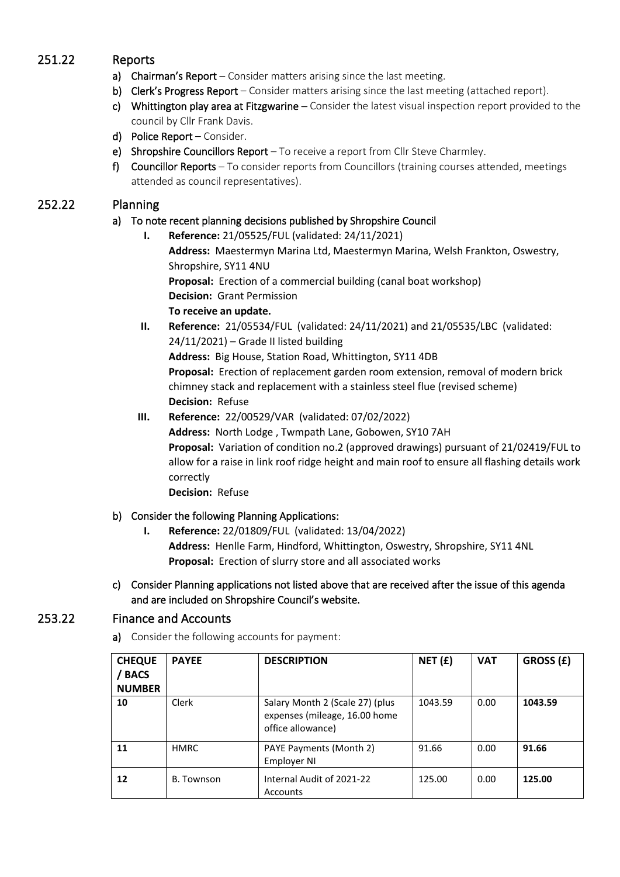## 251.22 Reports

a) **Chairman's Report** – Consider matters arising since the last meeting.

b) **Clerk's Progress Report** – Consider matters arising since the last meeting (attached report).

c) **Whittington play area at Fitzgwarine** – Consider the latest visual inspection report provided to the council by Cllr Frank Davis.

d) **Police Report** – Consider.

e) **Shropshire Councillors Report** – To receive a report from Cllr Steve Charmley.

f) **Councillor Reports** – To consider reports from Councillors (training courses attended, meetings attended as council representatives).

## 252.22 Planning

a) **To note recent planning decisions published by Shropshire Council**

I. **Reference:** 21/05525/FUL (validated: 24/11/2021)
**Address:** Maestermyn Marina Ltd, Maestermyn Marina, Welsh Frankton, Oswestry, Shropshire, SY11 4NU
**Proposal:** Erection of a commercial building (canal boat workshop)
**Decision:** Grant Permission
**To receive an update.**

II. **Reference:** 21/05534/FUL (validated: 24/11/2021) and 21/05535/LBC (validated: 24/11/2021) – Grade II listed building
**Address:** Big House, Station Road, Whittington, SY11 4DB
**Proposal:** Erection of replacement garden room extension, removal of modern brick chimney stack and replacement with a stainless steel flue (revised scheme)
**Decision:** Refuse

III. **Reference:** 22/00529/VAR (validated: 07/02/2022)
**Address:** North Lodge , Twmpath Lane, Gobowen, SY10 7AH
**Proposal:** Variation of condition no.2 (approved drawings) pursuant of 21/02419/FUL to allow for a raise in link roof ridge height and main roof to ensure all flashing details work correctly
**Decision:** Refuse

b) **Consider the following Planning Applications:**

I. **Reference:** 22/01809/FUL (validated: 13/04/2022)
**Address:** Henlle Farm, Hindford, Whittington, Oswestry, Shropshire, SY11 4NL
**Proposal:** Erection of slurry store and all associated works

c) **Consider Planning applications not listed above that are received after the issue of this agenda and are included on Shropshire Council's website.**

## 253.22 Finance and Accounts

a) Consider the following accounts for payment:

| CHEQUE / BACS NUMBER | PAYEE | DESCRIPTION | NET (£) | VAT | GROSS (£) |
|---|---|---|---|---|---|
| **10** | Clerk | Salary Month 2 (Scale 27) (plus expenses (mileage, 16.00 home office allowance) | 1043.59 | 0.00 | **1043.59** |
| **11** | HMRC | PAYE Payments (Month 2) Employer NI | 91.66 | 0.00 | **91.66** |
| **12** | B. Townson | Internal Audit of 2021-22 Accounts | 125.00 | 0.00 | **125.00** |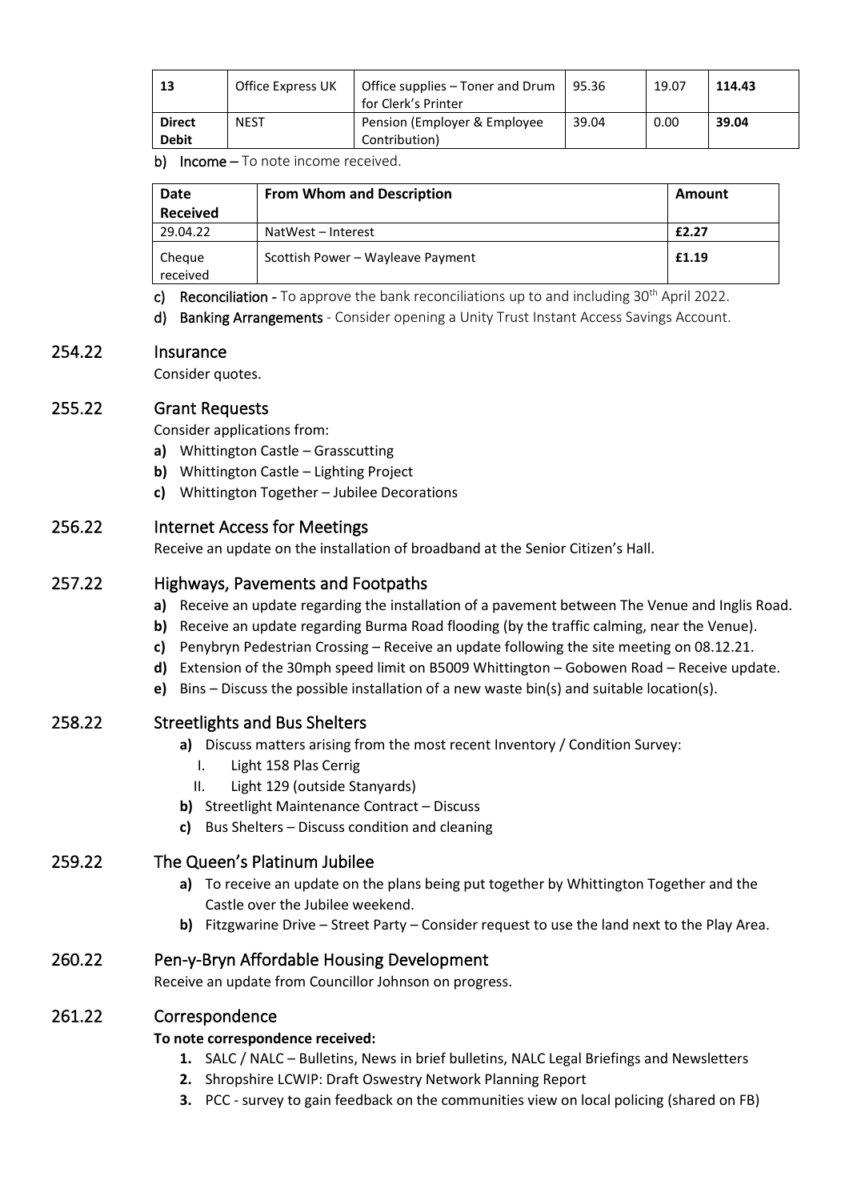| 13 | Office Express UK | Office supplies – Toner and Drum for Clerk's Printer | 95.36 | 19.07 | **114.43** |
|---|---|---|---|---|---|
| **Direct Debit** | NEST | Pension (Employer & Employee Contribution) | 39.04 | 0.00 | **39.04** |

b) **Income** – To note income received.

| Date Received | From Whom and Description | Amount |
|---|---|---|
| 29.04.22 | NatWest – Interest | **£2.27** |
| Cheque received | Scottish Power – Wayleave Payment | **£1.19** |

c) **Reconciliation** - To approve the bank reconciliations up to and including 30th April 2022.

d) **Banking Arrangements** - Consider opening a Unity Trust Instant Access Savings Account.

## 254.22 Insurance

Consider quotes.

## 255.22 Grant Requests

Consider applications from:

**a)** Whittington Castle – Grasscutting
**b)** Whittington Castle – Lighting Project
**c)** Whittington Together – Jubilee Decorations

## 256.22 Internet Access for Meetings

Receive an update on the installation of broadband at the Senior Citizen's Hall.

## 257.22 Highways, Pavements and Footpaths

**a)** Receive an update regarding the installation of a pavement between The Venue and Inglis Road.
**b)** Receive an update regarding Burma Road flooding (by the traffic calming, near the Venue).
**c)** Penybryn Pedestrian Crossing – Receive an update following the site meeting on 08.12.21.
**d)** Extension of the 30mph speed limit on B5009 Whittington – Gobowen Road – Receive update.
**e)** Bins – Discuss the possible installation of a new waste bin(s) and suitable location(s).

## 258.22 Streetlights and Bus Shelters

**a)** Discuss matters arising from the most recent Inventory / Condition Survey:
   I. Light 158 Plas Cerrig
   II. Light 129 (outside Stanyards)
**b)** Streetlight Maintenance Contract – Discuss
**c)** Bus Shelters – Discuss condition and cleaning

## 259.22 The Queen's Platinum Jubilee

**a)** To receive an update on the plans being put together by Whittington Together and the Castle over the Jubilee weekend.
**b)** Fitzgwarine Drive – Street Party – Consider request to use the land next to the Play Area.

## 260.22 Pen-y-Bryn Affordable Housing Development

Receive an update from Councillor Johnson on progress.

## 261.22 Correspondence

**To note correspondence received:**

1. SALC / NALC – Bulletins, News in brief bulletins, NALC Legal Briefings and Newsletters
2. Shropshire LCWIP: Draft Oswestry Network Planning Report
3. PCC - survey to gain feedback on the communities view on local policing (shared on FB)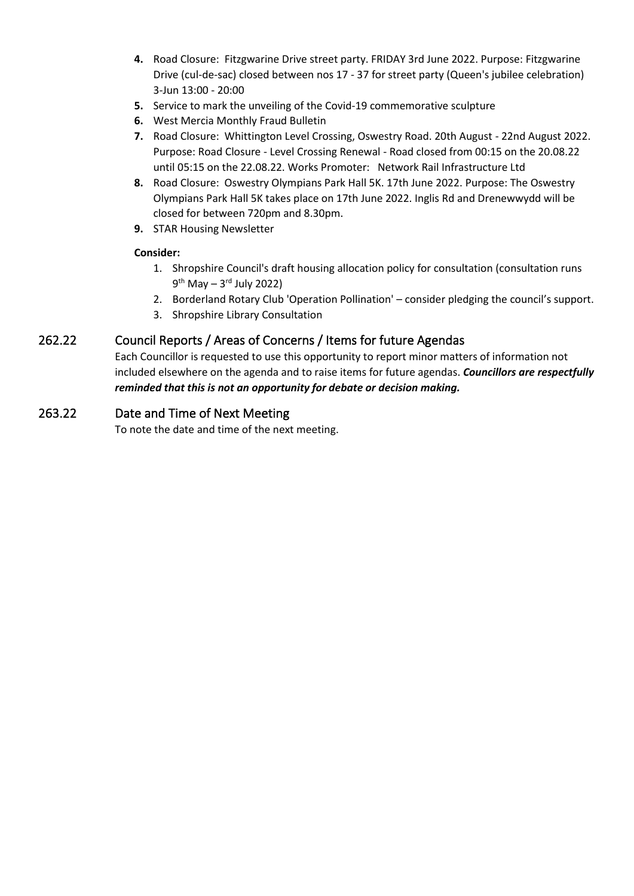4. Road Closure: Fitzgwarine Drive street party. FRIDAY 3rd June 2022. Purpose: Fitzgwarine Drive (cul-de-sac) closed between nos 17 - 37 for street party (Queen's jubilee celebration) 3-Jun 13:00 - 20:00
5. Service to mark the unveiling of the Covid-19 commemorative sculpture
6. West Mercia Monthly Fraud Bulletin
7. Road Closure: Whittington Level Crossing, Oswestry Road. 20th August - 22nd August 2022. Purpose: Road Closure - Level Crossing Renewal - Road closed from 00:15 on the 20.08.22 until 05:15 on the 22.08.22. Works Promoter: Network Rail Infrastructure Ltd
8. Road Closure: Oswestry Olympians Park Hall 5K. 17th June 2022. Purpose: The Oswestry Olympians Park Hall 5K takes place on 17th June 2022. Inglis Rd and Drenewwydd will be closed for between 720pm and 8.30pm.
9. STAR Housing Newsletter

**Consider:**

1. Shropshire Council's draft housing allocation policy for consultation (consultation runs 9th May – 3rd July 2022)
2. Borderland Rotary Club 'Operation Pollination' – consider pledging the council's support.
3. Shropshire Library Consultation

## 262.22 Council Reports / Areas of Concerns / Items for future Agendas

Each Councillor is requested to use this opportunity to report minor matters of information not included elsewhere on the agenda and to raise items for future agendas. ***Councillors are respectfully reminded that this is not an opportunity for debate or decision making.***

## 263.22 Date and Time of Next Meeting

To note the date and time of the next meeting.